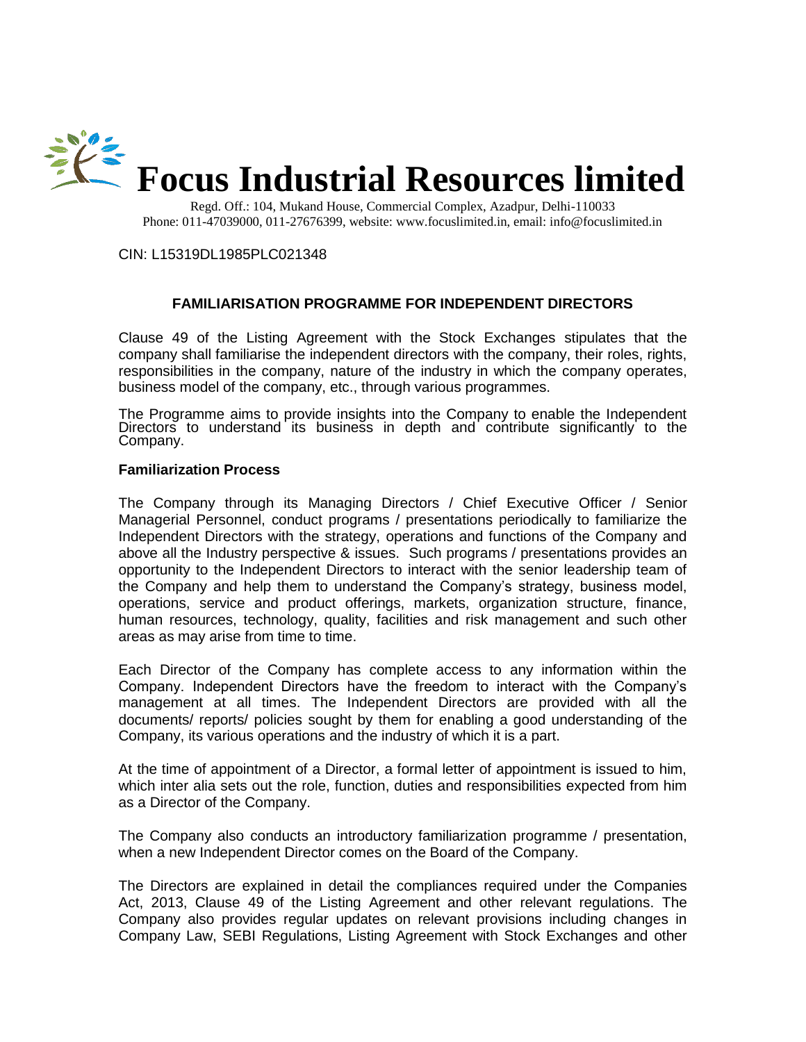# Focus Industrial Resources limited

Regd. Off.: 104, Mukand House, Commercial Complex, Azadpur, Delhi-110033
Phone: 011-47039000, 011-27676399, website: www.focuslimited.in, email: info@focuslimited.in

CIN: L15319DL1985PLC021348

## FAMILIARISATION PROGRAMME FOR INDEPENDENT DIRECTORS

Clause 49 of the Listing Agreement with the Stock Exchanges stipulates that the company shall familiarise the independent directors with the company, their roles, rights, responsibilities in the company, nature of the industry in which the company operates, business model of the company, etc., through various programmes.

The Programme aims to provide insights into the Company to enable the Independent Directors to understand its business in depth and contribute significantly to the Company.

**Familiarization Process**

The Company through its Managing Directors / Chief Executive Officer / Senior Managerial Personnel, conduct programs / presentations periodically to familiarize the Independent Directors with the strategy, operations and functions of the Company and above all the Industry perspective & issues. Such programs / presentations provides an opportunity to the Independent Directors to interact with the senior leadership team of the Company and help them to understand the Company's strategy, business model, operations, service and product offerings, markets, organization structure, finance, human resources, technology, quality, facilities and risk management and such other areas as may arise from time to time.

Each Director of the Company has complete access to any information within the Company. Independent Directors have the freedom to interact with the Company's management at all times. The Independent Directors are provided with all the documents/ reports/ policies sought by them for enabling a good understanding of the Company, its various operations and the industry of which it is a part.

At the time of appointment of a Director, a formal letter of appointment is issued to him, which inter alia sets out the role, function, duties and responsibilities expected from him as a Director of the Company.

The Company also conducts an introductory familiarization programme / presentation, when a new Independent Director comes on the Board of the Company.

The Directors are explained in detail the compliances required under the Companies Act, 2013, Clause 49 of the Listing Agreement and other relevant regulations. The Company also provides regular updates on relevant provisions including changes in Company Law, SEBI Regulations, Listing Agreement with Stock Exchanges and other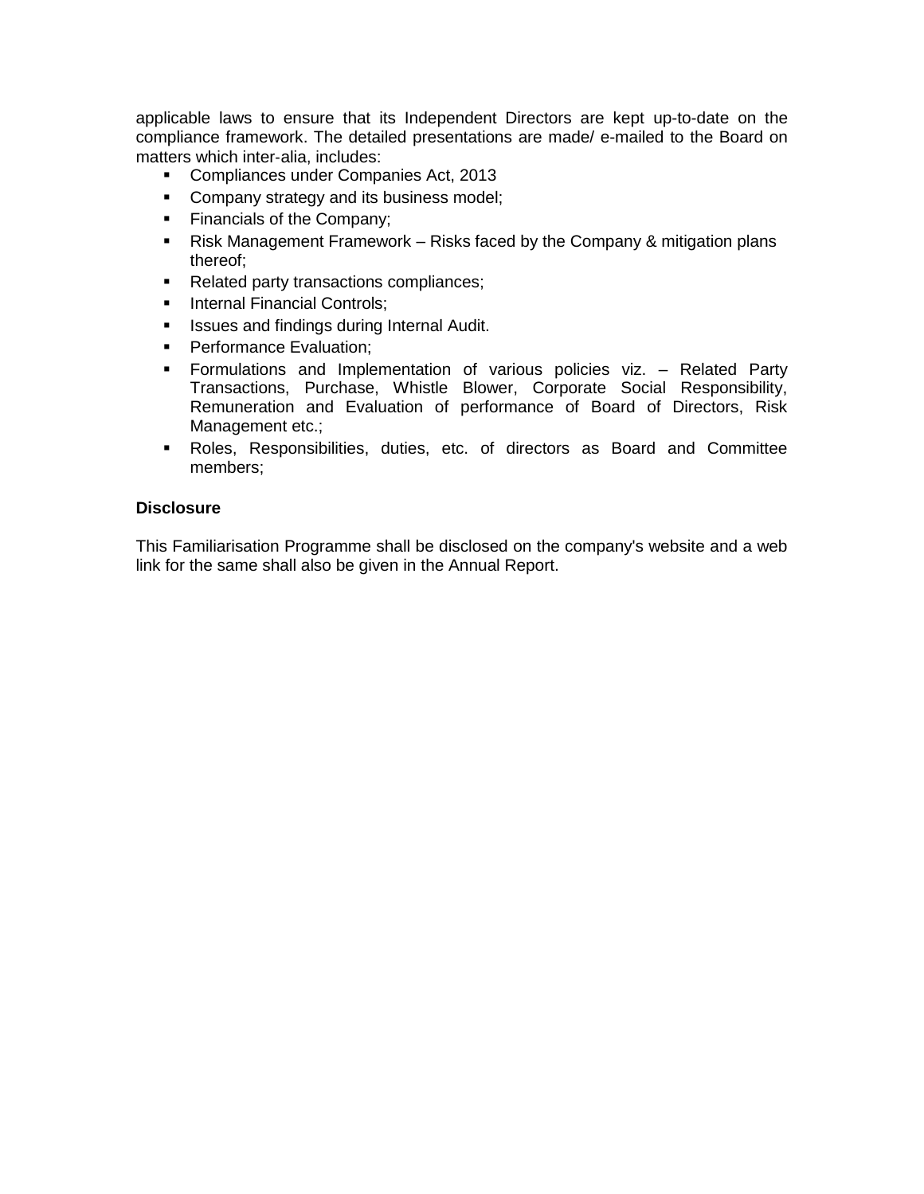applicable laws to ensure that its Independent Directors are kept up-to-date on the compliance framework. The detailed presentations are made/ e-mailed to the Board on matters which inter-alia, includes:

- Compliances under Companies Act, 2013
- Company strategy and its business model;
- Financials of the Company;
- Risk Management Framework – Risks faced by the Company & mitigation plans thereof;
- Related party transactions compliances;
- Internal Financial Controls;
- Issues and findings during Internal Audit.
- Performance Evaluation;
- Formulations and Implementation of various policies viz. – Related Party Transactions, Purchase, Whistle Blower, Corporate Social Responsibility, Remuneration and Evaluation of performance of Board of Directors, Risk Management etc.;
- Roles, Responsibilities, duties, etc. of directors as Board and Committee members;

**Disclosure**

This Familiarisation Programme shall be disclosed on the company's website and a web link for the same shall also be given in the Annual Report.